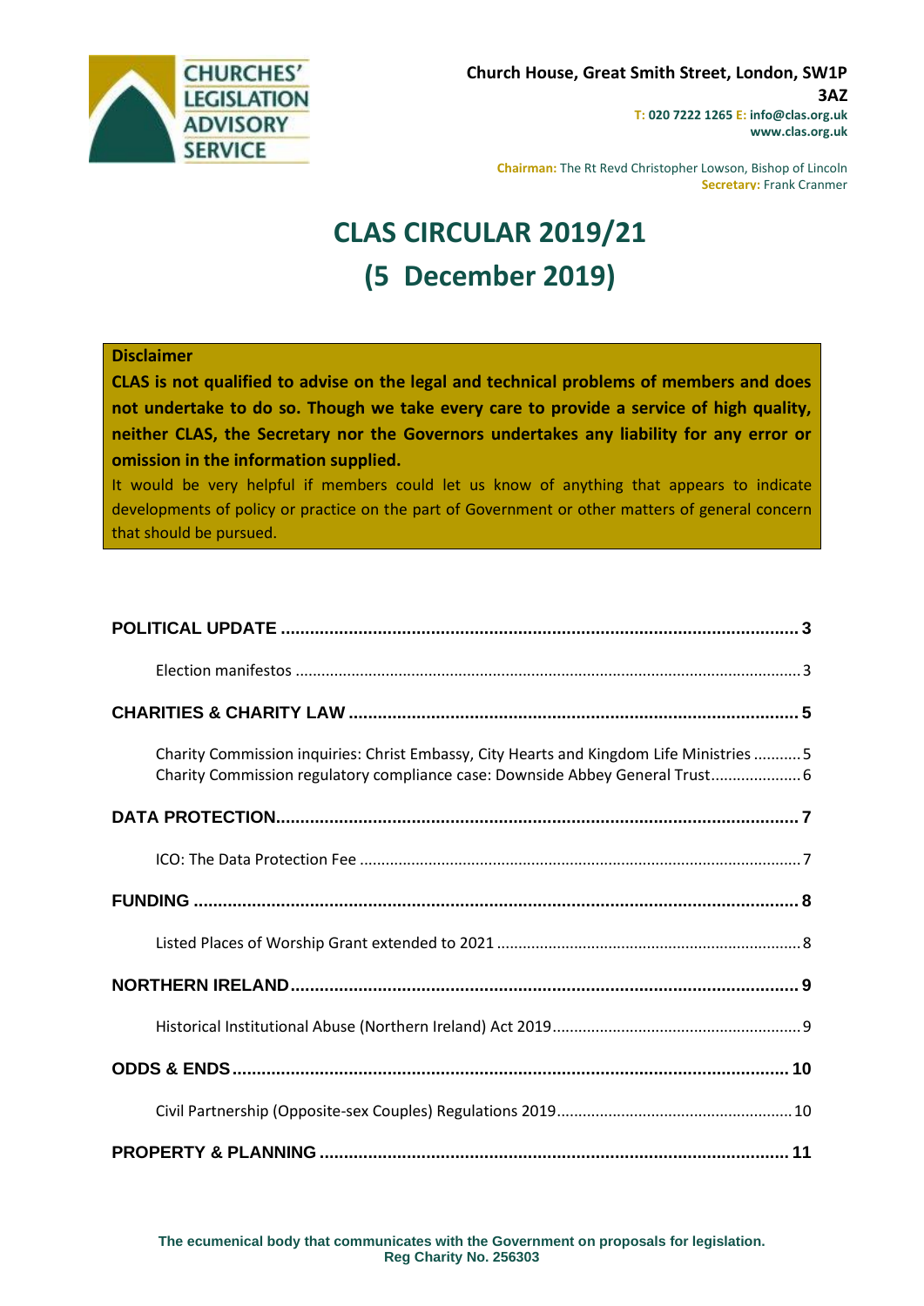**CHURCHES' LEGISLATION ADVISORY SERVICE**

**Church House, Great Smith Street, London, SW1P 3AZ**
**T: 020 7222 1265 E: info@clas.org.uk**
**www.clas.org.uk**

**Chairman:** The Rt Revd Christopher Lowson, Bishop of Lincoln
**Secretary:** Frank Cranmer

# CLAS CIRCULAR 2019/21
# (5 December 2019)

**Disclaimer**

**CLAS is not qualified to advise on the legal and technical problems of members and does not undertake to do so. Though we take every care to provide a service of high quality, neither CLAS, the Secretary nor the Governors undertakes any liability for any error or omission in the information supplied.**

It would be very helpful if members could let us know of anything that appears to indicate developments of policy or practice on the part of Government or other matters of general concern that should be pursued.

**POLITICAL UPDATE** .......... 3
- Election manifestos .......... 3

**CHARITIES & CHARITY LAW** .......... 5
- Charity Commission inquiries: Christ Embassy, City Hearts and Kingdom Life Ministries .......... 5
- Charity Commission regulatory compliance case: Downside Abbey General Trust .......... 6

**DATA PROTECTION** .......... 7
- ICO: The Data Protection Fee .......... 7

**FUNDING** .......... 8
- Listed Places of Worship Grant extended to 2021 .......... 8

**NORTHERN IRELAND** .......... 9
- Historical Institutional Abuse (Northern Ireland) Act 2019 .......... 9

**ODDS & ENDS** .......... 10
- Civil Partnership (Opposite-sex Couples) Regulations 2019 .......... 10

**PROPERTY & PLANNING** .......... 11

**The ecumenical body that communicates with the Government on proposals for legislation.**
**Reg Charity No. 256303**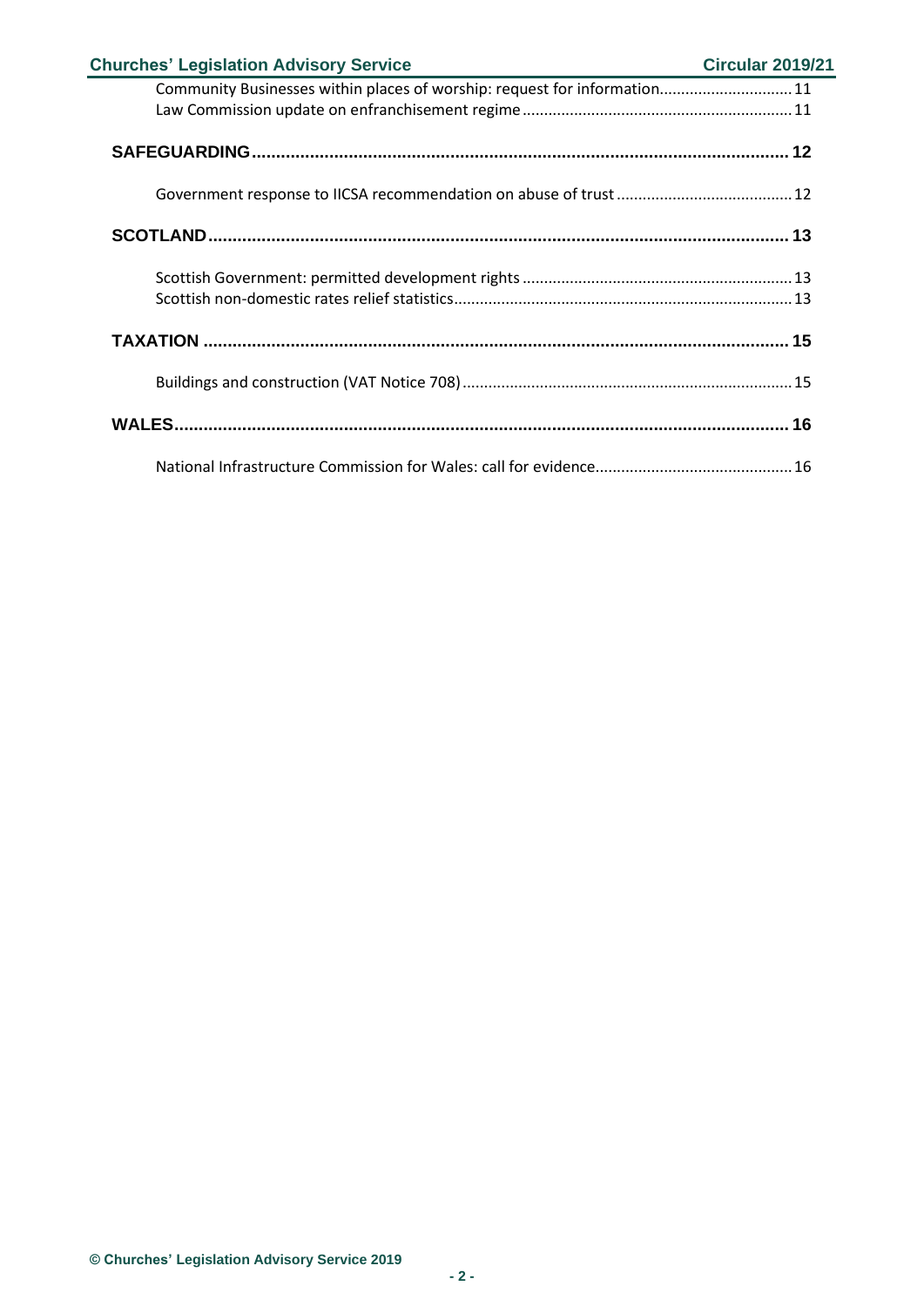Community Businesses within places of worship: request for information............................... 11
Law Commission update on enfranchisement regime.............................................................. 11

**SAFEGUARDING................................................................................................................ 12**

Government response to IICSA recommendation on abuse of trust ......................................... 12

**SCOTLAND........................................................................................................................ 13**

Scottish Government: permitted development rights .............................................................. 13
Scottish non-domestic rates relief statistics................................................................................ 13

**TAXATION ......................................................................................................................... 15**

Buildings and construction (VAT Notice 708)............................................................................ 15

**WALES............................................................................................................................... 16**

National Infrastructure Commission for Wales: call for evidence............................................. 16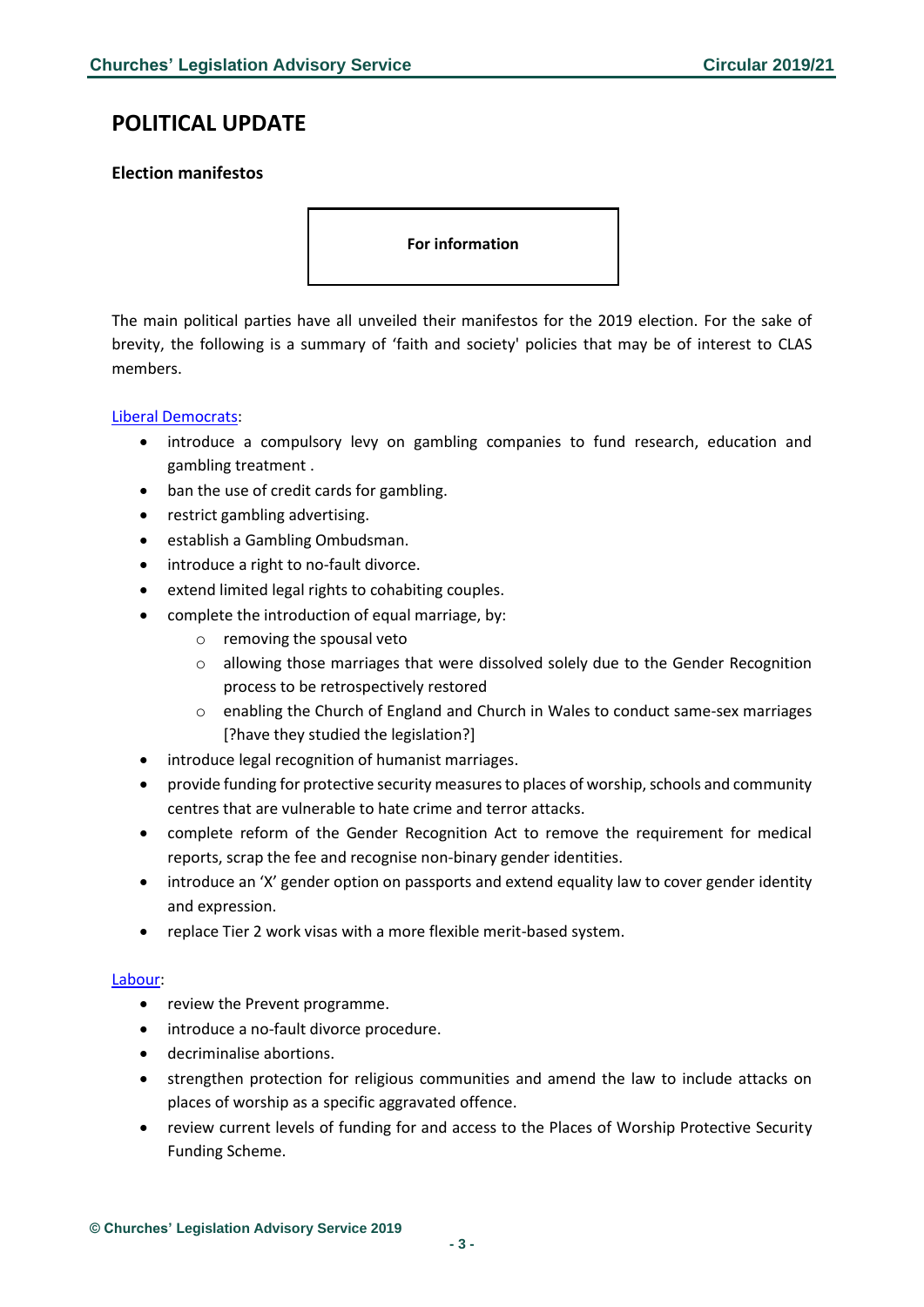# POLITICAL UPDATE

### Election manifestos

**For information**

The main political parties have all unveiled their manifestos for the 2019 election. For the sake of brevity, the following is a summary of 'faith and society' policies that may be of interest to CLAS members.

Liberal Democrats:

- introduce a compulsory levy on gambling companies to fund research, education and gambling treatment .
- ban the use of credit cards for gambling.
- restrict gambling advertising.
- establish a Gambling Ombudsman.
- introduce a right to no-fault divorce.
- extend limited legal rights to cohabiting couples.
- complete the introduction of equal marriage, by:
  - removing the spousal veto
  - allowing those marriages that were dissolved solely due to the Gender Recognition process to be retrospectively restored
  - enabling the Church of England and Church in Wales to conduct same-sex marriages [?have they studied the legislation?]
- introduce legal recognition of humanist marriages.
- provide funding for protective security measures to places of worship, schools and community centres that are vulnerable to hate crime and terror attacks.
- complete reform of the Gender Recognition Act to remove the requirement for medical reports, scrap the fee and recognise non-binary gender identities.
- introduce an 'X' gender option on passports and extend equality law to cover gender identity and expression.
- replace Tier 2 work visas with a more flexible merit-based system.

Labour:

- review the Prevent programme.
- introduce a no-fault divorce procedure.
- decriminalise abortions.
- strengthen protection for religious communities and amend the law to include attacks on places of worship as a specific aggravated offence.
- review current levels of funding for and access to the Places of Worship Protective Security Funding Scheme.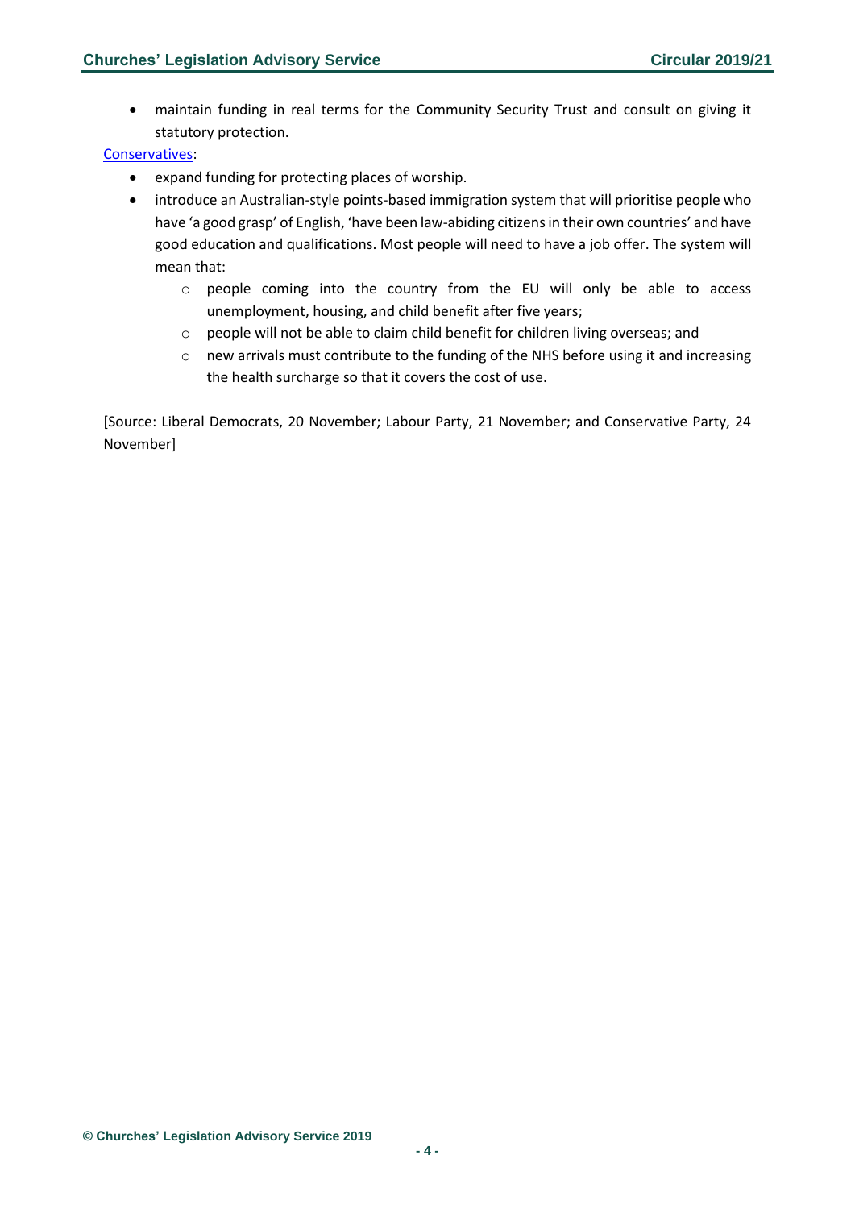- maintain funding in real terms for the Community Security Trust and consult on giving it statutory protection.

[Conservatives](#):

- expand funding for protecting places of worship.
- introduce an Australian-style points-based immigration system that will prioritise people who have 'a good grasp' of English, 'have been law-abiding citizens in their own countries' and have good education and qualifications. Most people will need to have a job offer. The system will mean that:
    - people coming into the country from the EU will only be able to access unemployment, housing, and child benefit after five years;
    - people will not be able to claim child benefit for children living overseas; and
    - new arrivals must contribute to the funding of the NHS before using it and increasing the health surcharge so that it covers the cost of use.

[Source: Liberal Democrats, 20 November; Labour Party, 21 November; and Conservative Party, 24 November]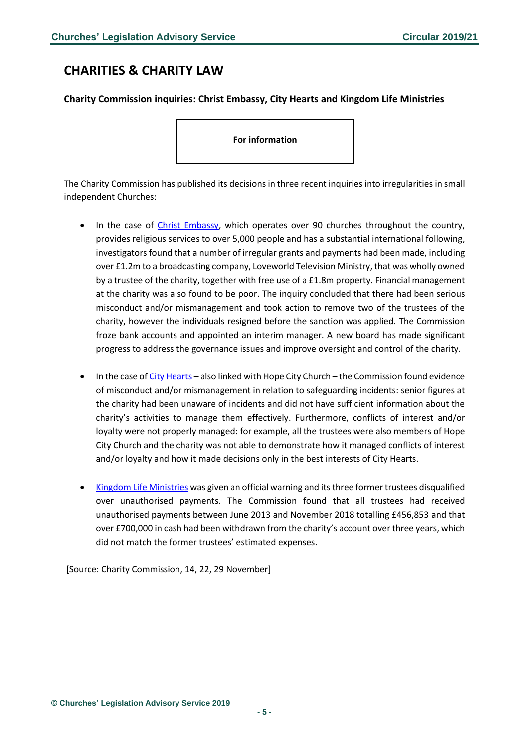## CHARITIES & CHARITY LAW

### Charity Commission inquiries: Christ Embassy, City Hearts and Kingdom Life Ministries

**For information**

The Charity Commission has published its decisions in three recent inquiries into irregularities in small independent Churches:

- In the case of Christ Embassy, which operates over 90 churches throughout the country, provides religious services to over 5,000 people and has a substantial international following, investigators found that a number of irregular grants and payments had been made, including over £1.2m to a broadcasting company, Loveworld Television Ministry, that was wholly owned by a trustee of the charity, together with free use of a £1.8m property. Financial management at the charity was also found to be poor. The inquiry concluded that there had been serious misconduct and/or mismanagement and took action to remove two of the trustees of the charity, however the individuals resigned before the sanction was applied. The Commission froze bank accounts and appointed an interim manager. A new board has made significant progress to address the governance issues and improve oversight and control of the charity.

- In the case of City Hearts – also linked with Hope City Church – the Commission found evidence of misconduct and/or mismanagement in relation to safeguarding incidents: senior figures at the charity had been unaware of incidents and did not have sufficient information about the charity's activities to manage them effectively. Furthermore, conflicts of interest and/or loyalty were not properly managed: for example, all the trustees were also members of Hope City Church and the charity was not able to demonstrate how it managed conflicts of interest and/or loyalty and how it made decisions only in the best interests of City Hearts.

- Kingdom Life Ministries was given an official warning and its three former trustees disqualified over unauthorised payments. The Commission found that all trustees had received unauthorised payments between June 2013 and November 2018 totalling £456,853 and that over £700,000 in cash had been withdrawn from the charity's account over three years, which did not match the former trustees' estimated expenses.

[Source: Charity Commission, 14, 22, 29 November]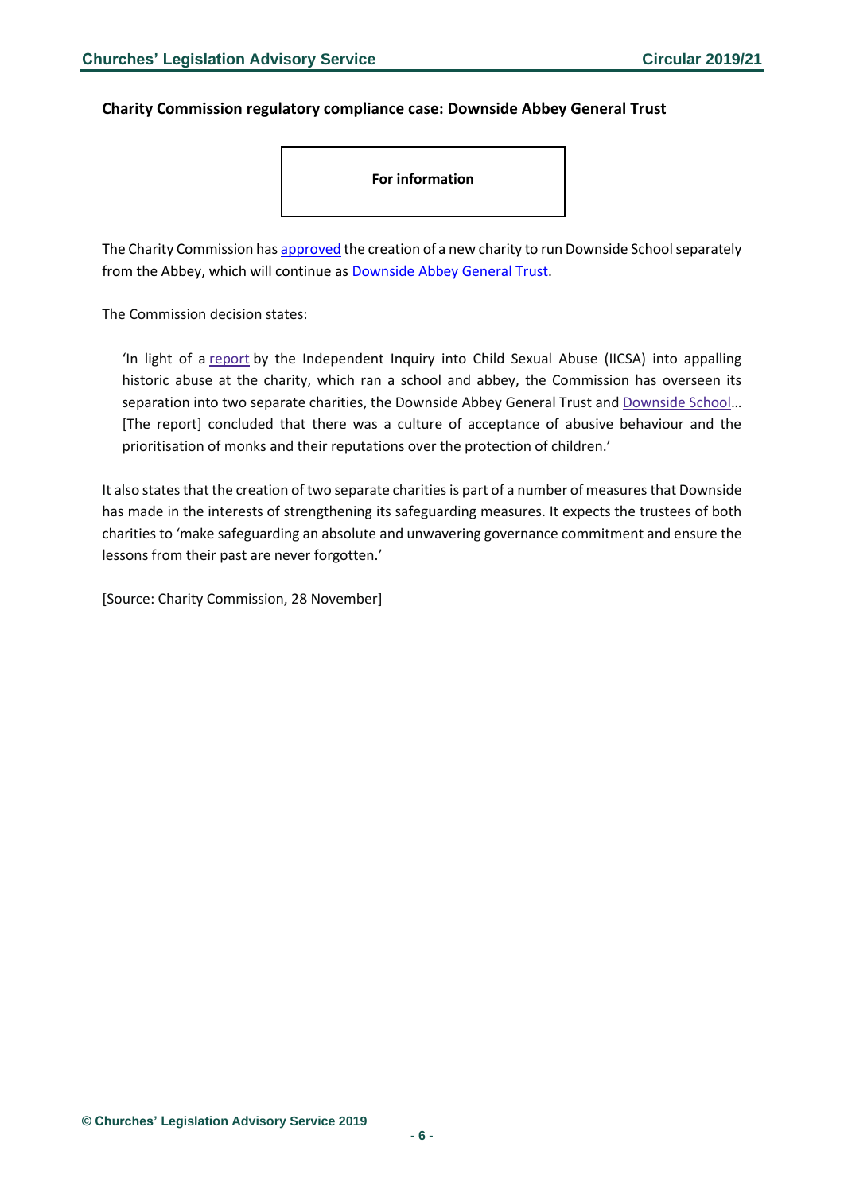### Charity Commission regulatory compliance case: Downside Abbey General Trust

**For information**

The Charity Commission has approved the creation of a new charity to run Downside School separately from the Abbey, which will continue as Downside Abbey General Trust.

The Commission decision states:

> 'In light of a report by the Independent Inquiry into Child Sexual Abuse (IICSA) into appalling historic abuse at the charity, which ran a school and abbey, the Commission has overseen its separation into two separate charities, the Downside Abbey General Trust and Downside School… [The report] concluded that there was a culture of acceptance of abusive behaviour and the prioritisation of monks and their reputations over the protection of children.'

It also states that the creation of two separate charities is part of a number of measures that Downside has made in the interests of strengthening its safeguarding measures. It expects the trustees of both charities to 'make safeguarding an absolute and unwavering governance commitment and ensure the lessons from their past are never forgotten.'

[Source: Charity Commission, 28 November]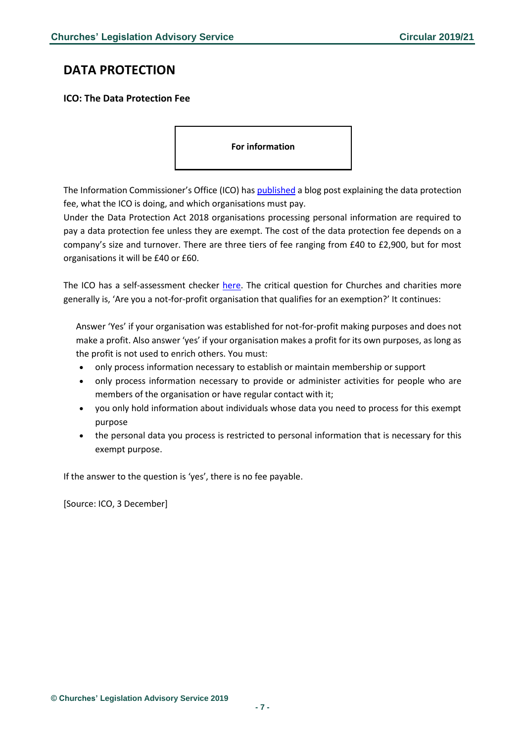# DATA PROTECTION

### ICO: The Data Protection Fee

**For information**

The Information Commissioner's Office (ICO) has published a blog post explaining the data protection fee, what the ICO is doing, and which organisations must pay.

Under the Data Protection Act 2018 organisations processing personal information are required to pay a data protection fee unless they are exempt. The cost of the data protection fee depends on a company's size and turnover. There are three tiers of fee ranging from £40 to £2,900, but for most organisations it will be £40 or £60.

The ICO has a self-assessment checker here. The critical question for Churches and charities more generally is, 'Are you a not-for-profit organisation that qualifies for an exemption?' It continues:

> Answer 'Yes' if your organisation was established for not-for-profit making purposes and does not make a profit. Also answer 'yes' if your organisation makes a profit for its own purposes, as long as the profit is not used to enrich others. You must:
>
> - only process information necessary to establish or maintain membership or support
> - only process information necessary to provide or administer activities for people who are members of the organisation or have regular contact with it;
> - you only hold information about individuals whose data you need to process for this exempt purpose
> - the personal data you process is restricted to personal information that is necessary for this exempt purpose.

If the answer to the question is 'yes', there is no fee payable.

[Source: ICO, 3 December]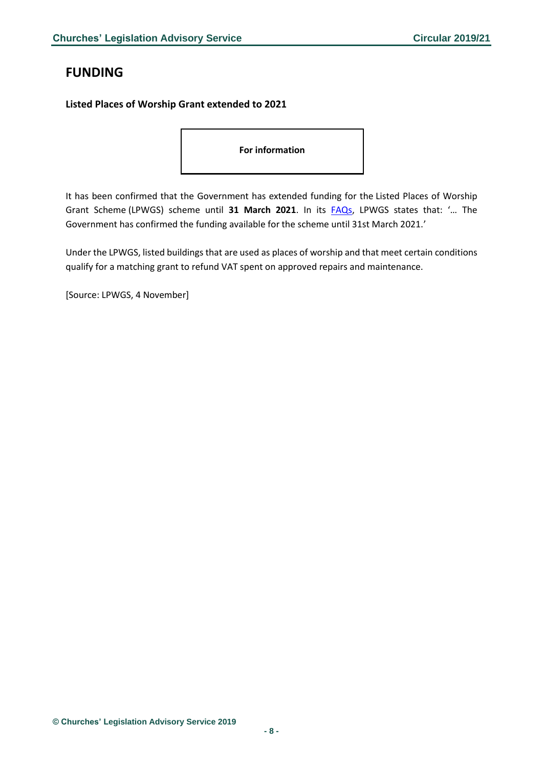# FUNDING

**Listed Places of Worship Grant extended to 2021**

**For information**

It has been confirmed that the Government has extended funding for the Listed Places of Worship Grant Scheme (LPWGS) scheme until **31 March 2021**. In its FAQs, LPWGS states that: '… The Government has confirmed the funding available for the scheme until 31st March 2021.'

Under the LPWGS, listed buildings that are used as places of worship and that meet certain conditions qualify for a matching grant to refund VAT spent on approved repairs and maintenance.

[Source: LPWGS, 4 November]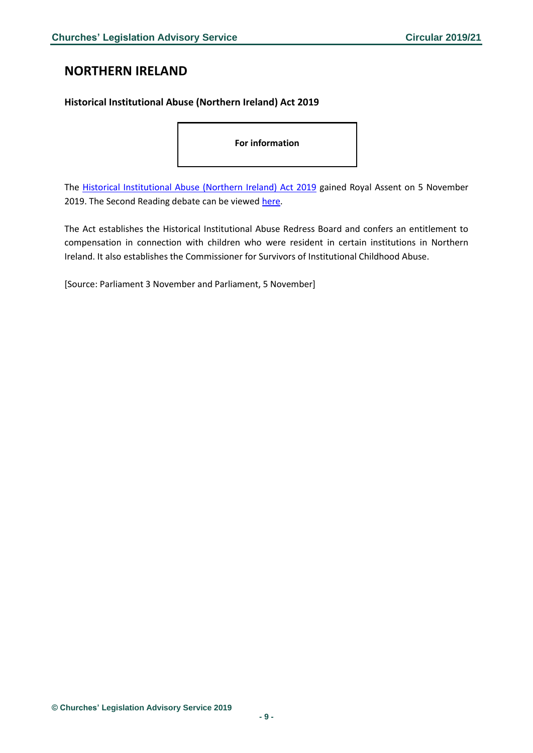## NORTHERN IRELAND

### Historical Institutional Abuse (Northern Ireland) Act 2019

**For information**

The Historical Institutional Abuse (Northern Ireland) Act 2019 gained Royal Assent on 5 November 2019. The Second Reading debate can be viewed here.

The Act establishes the Historical Institutional Abuse Redress Board and confers an entitlement to compensation in connection with children who were resident in certain institutions in Northern Ireland. It also establishes the Commissioner for Survivors of Institutional Childhood Abuse.

[Source: Parliament 3 November and Parliament, 5 November]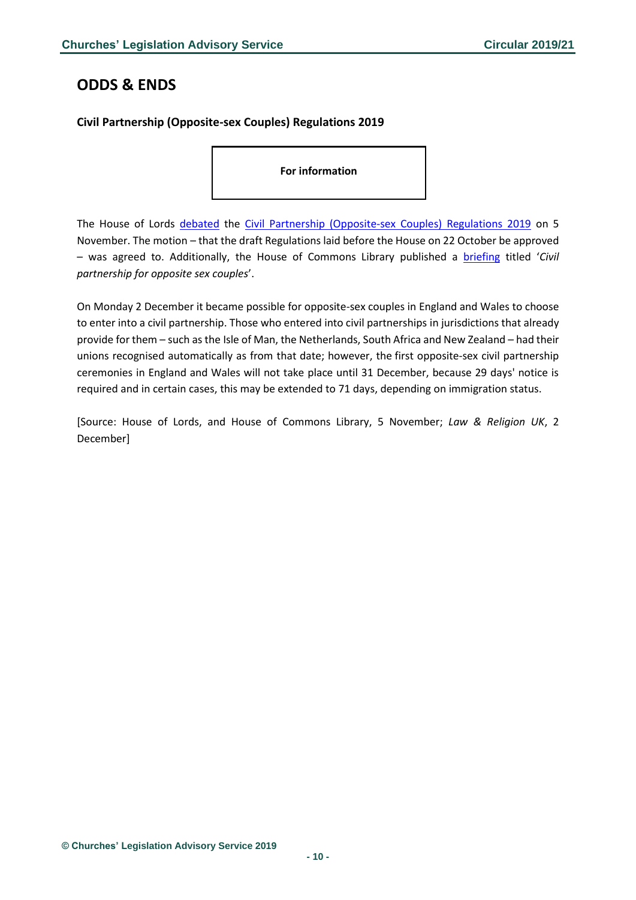## ODDS & ENDS

### Civil Partnership (Opposite-sex Couples) Regulations 2019

**For information**

The House of Lords debated the Civil Partnership (Opposite-sex Couples) Regulations 2019 on 5 November. The motion – that the draft Regulations laid before the House on 22 October be approved – was agreed to. Additionally, the House of Commons Library published a briefing titled '*Civil partnership for opposite sex couples*'.

On Monday 2 December it became possible for opposite-sex couples in England and Wales to choose to enter into a civil partnership. Those who entered into civil partnerships in jurisdictions that already provide for them – such as the Isle of Man, the Netherlands, South Africa and New Zealand – had their unions recognised automatically as from that date; however, the first opposite-sex civil partnership ceremonies in England and Wales will not take place until 31 December, because 29 days' notice is required and in certain cases, this may be extended to 71 days, depending on immigration status.

[Source: House of Lords, and House of Commons Library, 5 November; *Law & Religion UK*, 2 December]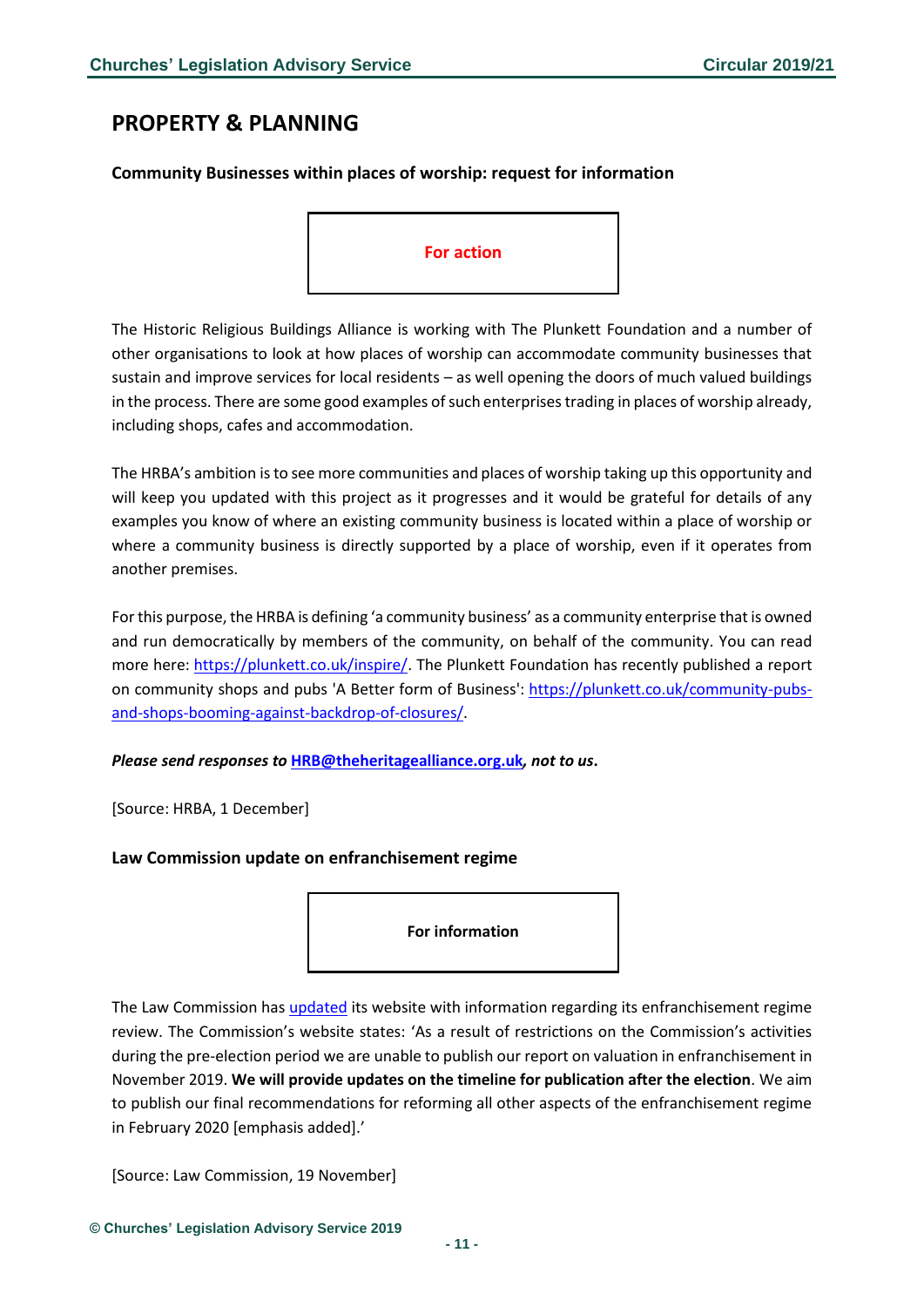# PROPERTY & PLANNING

### Community Businesses within places of worship: request for information

**For action**

The Historic Religious Buildings Alliance is working with The Plunkett Foundation and a number of other organisations to look at how places of worship can accommodate community businesses that sustain and improve services for local residents – as well opening the doors of much valued buildings in the process. There are some good examples of such enterprises trading in places of worship already, including shops, cafes and accommodation.

The HRBA's ambition is to see more communities and places of worship taking up this opportunity and will keep you updated with this project as it progresses and it would be grateful for details of any examples you know of where an existing community business is located within a place of worship or where a community business is directly supported by a place of worship, even if it operates from another premises.

For this purpose, the HRBA is defining 'a community business' as a community enterprise that is owned and run democratically by members of the community, on behalf of the community. You can read more here: https://plunkett.co.uk/inspire/. The Plunkett Foundation has recently published a report on community shops and pubs 'A Better form of Business': https://plunkett.co.uk/community-pubs-and-shops-booming-against-backdrop-of-closures/.

***Please send responses to HRB@theheritagealliance.org.uk, not to us.***

[Source: HRBA, 1 December]

### Law Commission update on enfranchisement regime

**For information**

The Law Commission has updated its website with information regarding its enfranchisement regime review. The Commission's website states: 'As a result of restrictions on the Commission's activities during the pre-election period we are unable to publish our report on valuation in enfranchisement in November 2019. **We will provide updates on the timeline for publication after the election**. We aim to publish our final recommendations for reforming all other aspects of the enfranchisement regime in February 2020 [emphasis added].'

[Source: Law Commission, 19 November]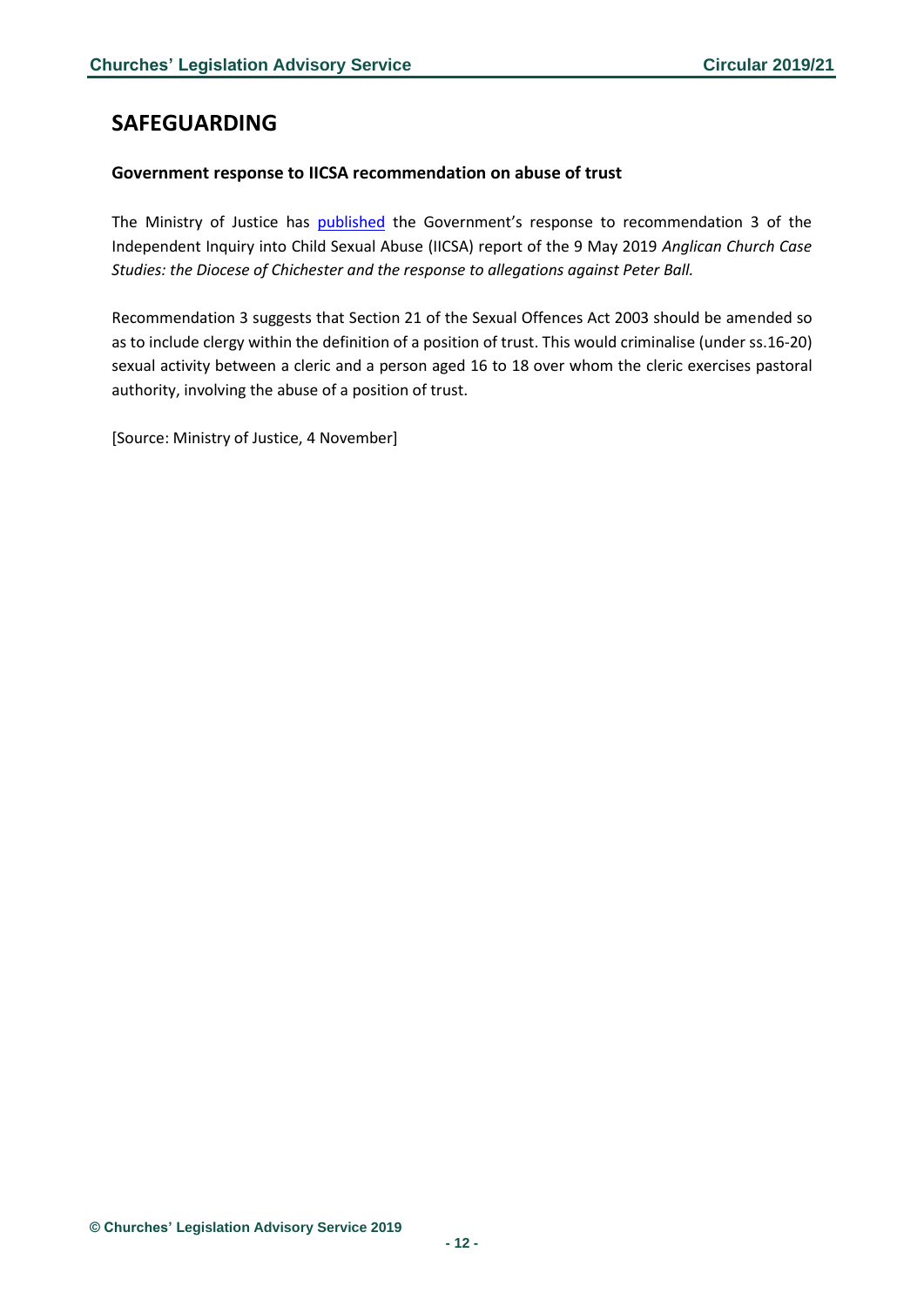## SAFEGUARDING

### Government response to IICSA recommendation on abuse of trust

The Ministry of Justice has published the Government's response to recommendation 3 of the Independent Inquiry into Child Sexual Abuse (IICSA) report of the 9 May 2019 *Anglican Church Case Studies: the Diocese of Chichester and the response to allegations against Peter Ball.*

Recommendation 3 suggests that Section 21 of the Sexual Offences Act 2003 should be amended so as to include clergy within the definition of a position of trust. This would criminalise (under ss.16-20) sexual activity between a cleric and a person aged 16 to 18 over whom the cleric exercises pastoral authority, involving the abuse of a position of trust.

[Source: Ministry of Justice, 4 November]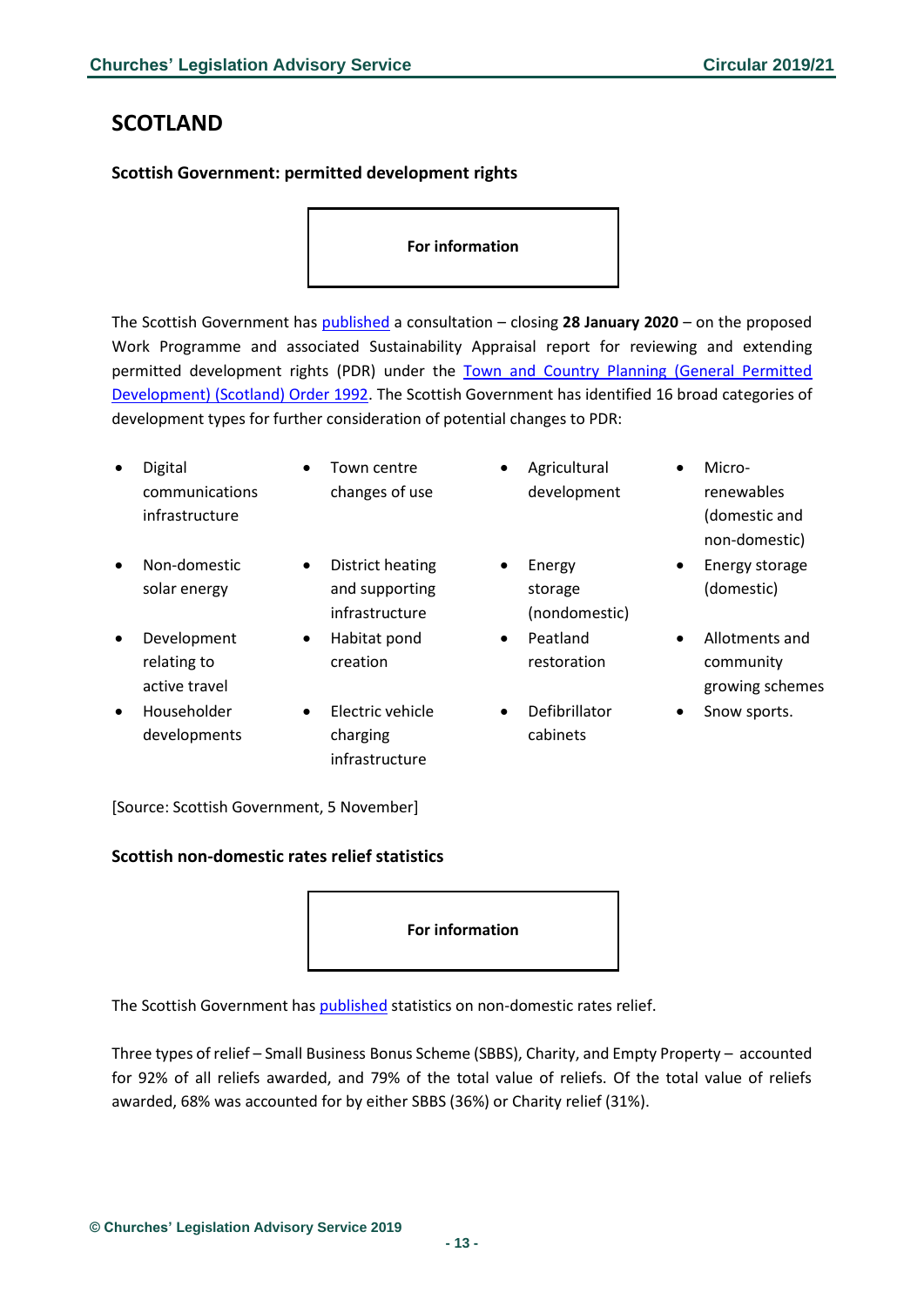## SCOTLAND

### Scottish Government: permitted development rights

**For information**

The Scottish Government has published a consultation – closing **28 January 2020** – on the proposed Work Programme and associated Sustainability Appraisal report for reviewing and extending permitted development rights (PDR) under the Town and Country Planning (General Permitted Development) (Scotland) Order 1992. The Scottish Government has identified 16 broad categories of development types for further consideration of potential changes to PDR:

- Digital communications infrastructure
- Town centre changes of use
- Agricultural development
- Micro-renewables (domestic and non-domestic)
- Non-domestic solar energy
- District heating and supporting infrastructure
- Energy storage (nondomestic)
- Energy storage (domestic)
- Development relating to active travel
- Habitat pond creation
- Peatland restoration
- Allotments and community growing schemes
- Householder developments
- Electric vehicle charging infrastructure
- Defibrillator cabinets
- Snow sports.

[Source: Scottish Government, 5 November]

### Scottish non-domestic rates relief statistics

**For information**

The Scottish Government has published statistics on non-domestic rates relief.

Three types of relief – Small Business Bonus Scheme (SBBS), Charity, and Empty Property – accounted for 92% of all reliefs awarded, and 79% of the total value of reliefs. Of the total value of reliefs awarded, 68% was accounted for by either SBBS (36%) or Charity relief (31%).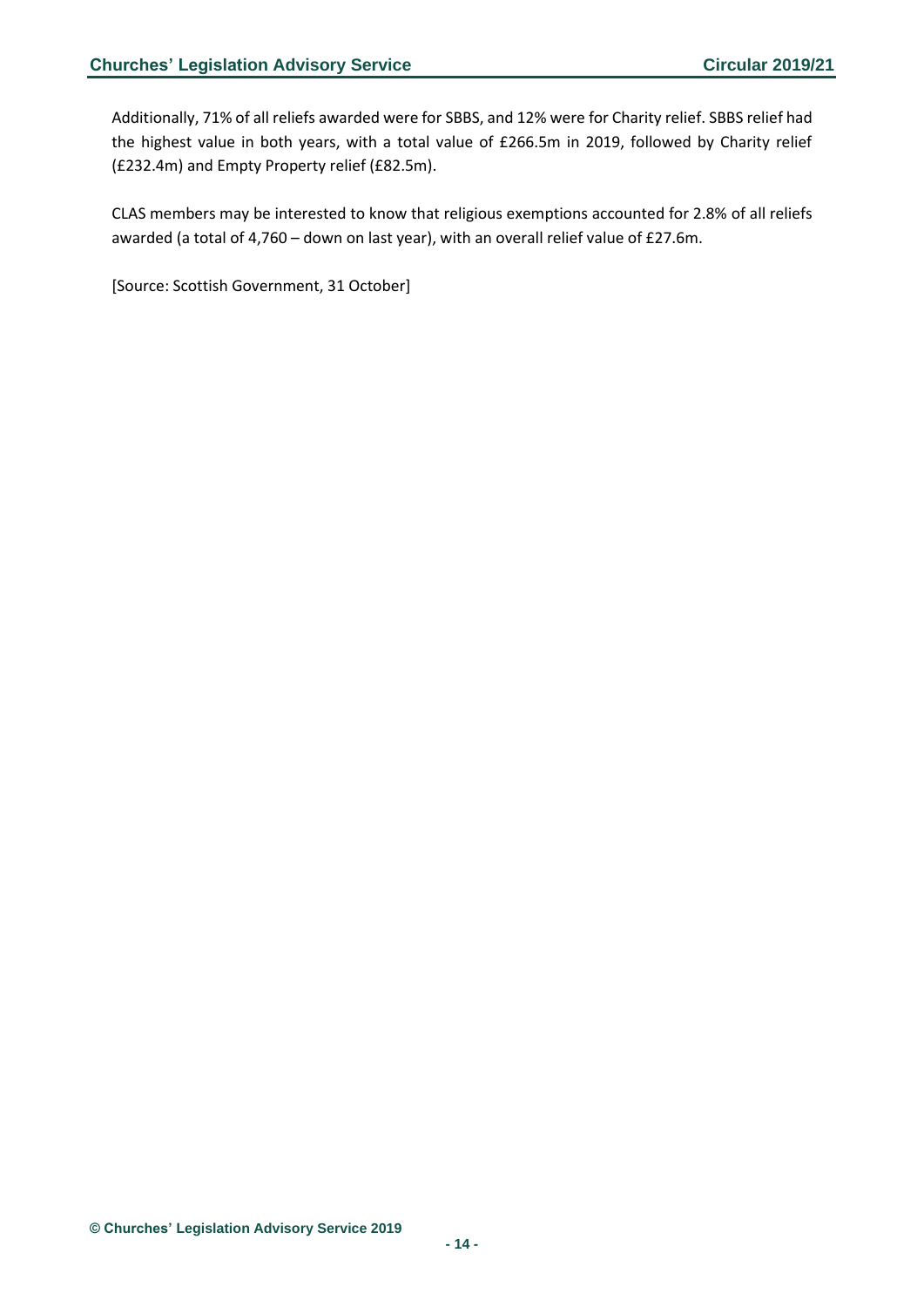Additionally, 71% of all reliefs awarded were for SBBS, and 12% were for Charity relief. SBBS relief had the highest value in both years, with a total value of £266.5m in 2019, followed by Charity relief (£232.4m) and Empty Property relief (£82.5m).

CLAS members may be interested to know that religious exemptions accounted for 2.8% of all reliefs awarded (a total of 4,760 – down on last year), with an overall relief value of £27.6m.

[Source: Scottish Government, 31 October]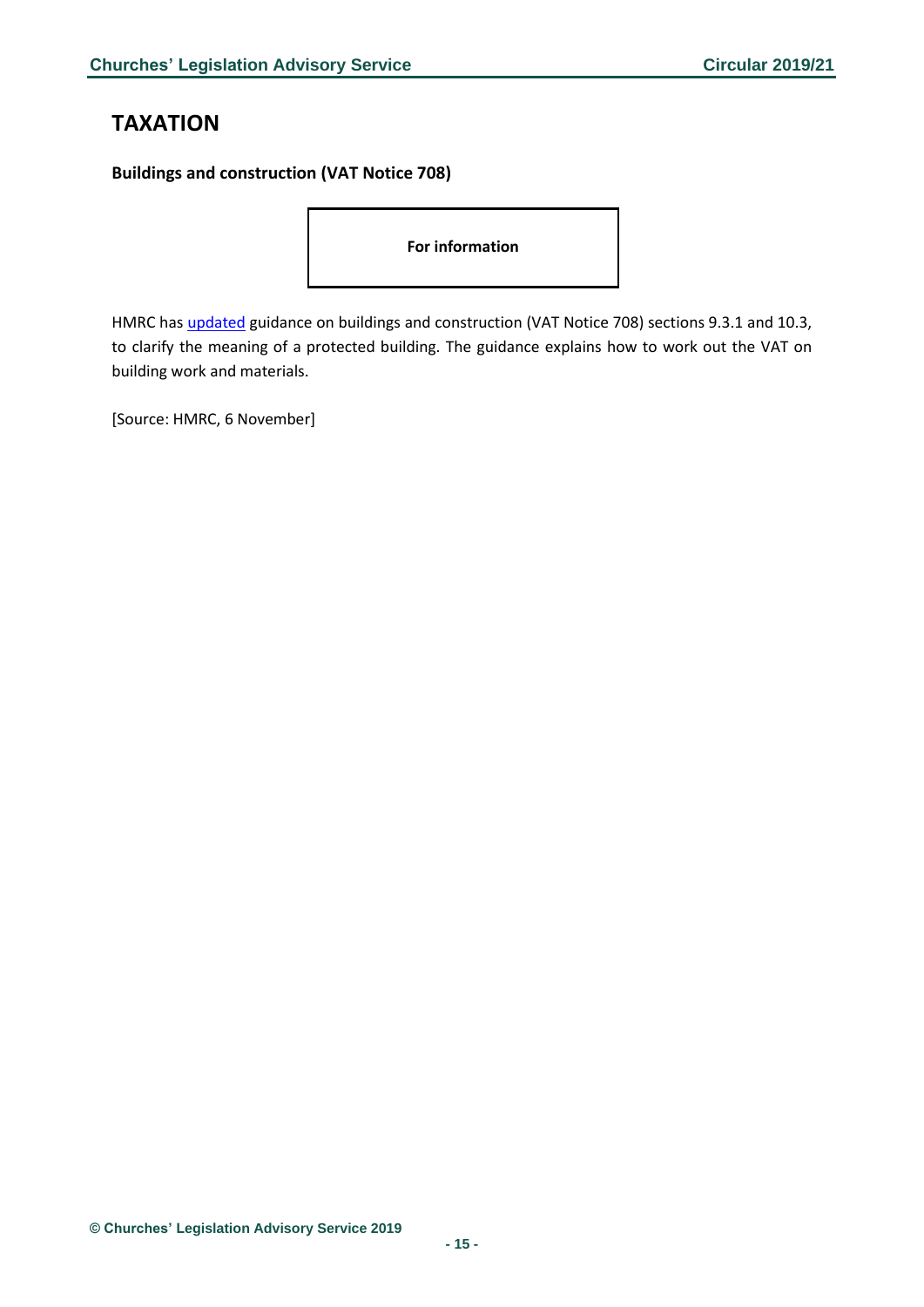## TAXATION

**Buildings and construction (VAT Notice 708)**

**For information**

HMRC has updated guidance on buildings and construction (VAT Notice 708) sections 9.3.1 and 10.3, to clarify the meaning of a protected building. The guidance explains how to work out the VAT on building work and materials.

[Source: HMRC, 6 November]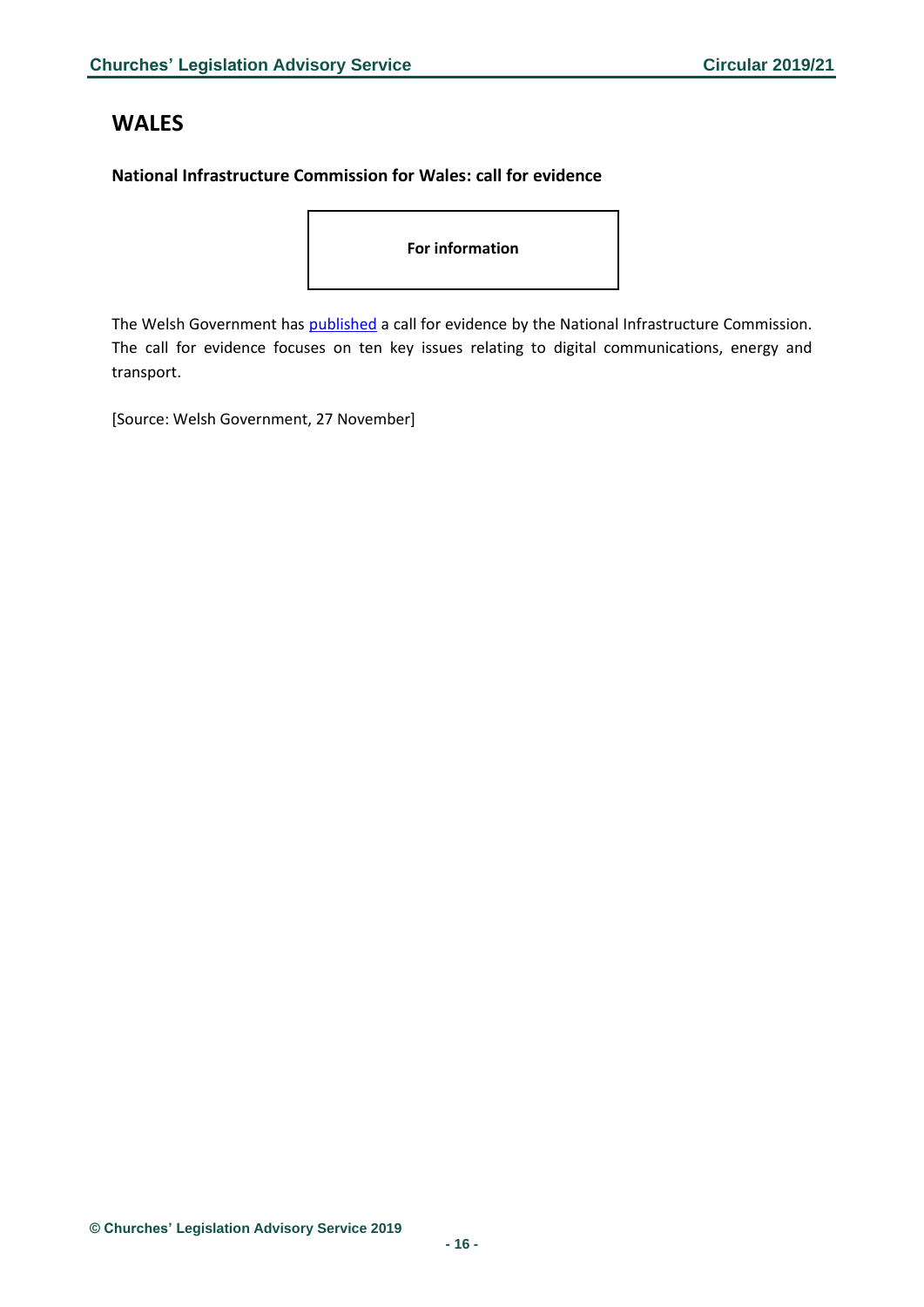## WALES

### National Infrastructure Commission for Wales: call for evidence

**For information**

The Welsh Government has published a call for evidence by the National Infrastructure Commission. The call for evidence focuses on ten key issues relating to digital communications, energy and transport.

[Source: Welsh Government, 27 November]